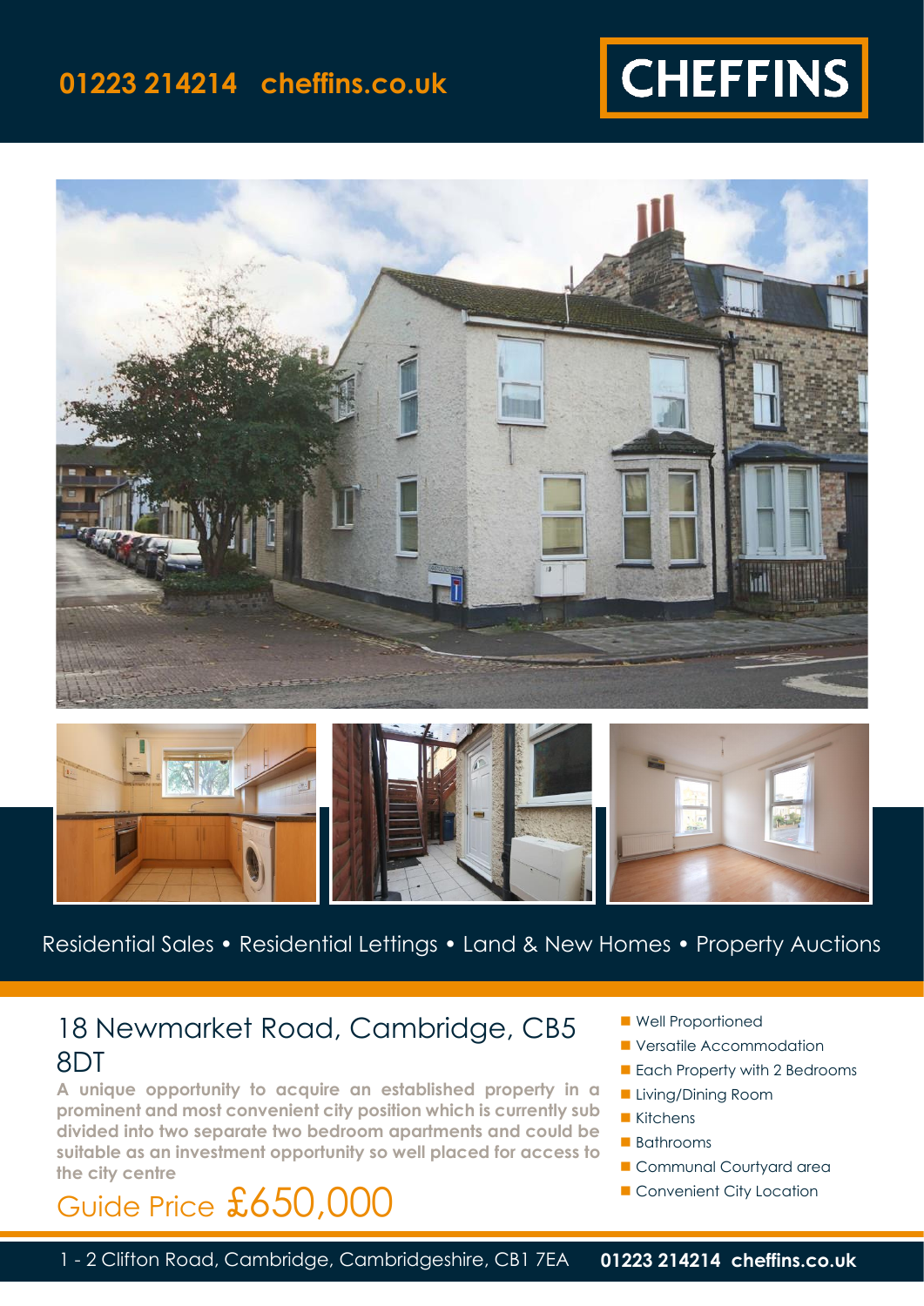01223 214214 cheffins.co.uk

CHEFFINS

Residential Sales • Residential Lettings • Land & New Homes • Property Auctions

# 18 Newmarket Road, Cambridge, CB5 8DT

**A unique opportunity to acquire an established property in a prominent and most convenient city position which is currently sub divided into two separate two bedroom apartments and could be suitable as an investment opportunity so well placed for access to the city centre**

## Guide Price £650,000

- Well Proportioned
- Versatile Accommodation
- Each Property with 2 Bedrooms
- Living/Dining Room
- Kitchens
- Bathrooms
- Communal Courtyard area
- Convenient City Location

1 - 2 Clifton Road, Cambridge, Cambridgeshire, CB1 7EA **01223 214214 cheffins.co.uk**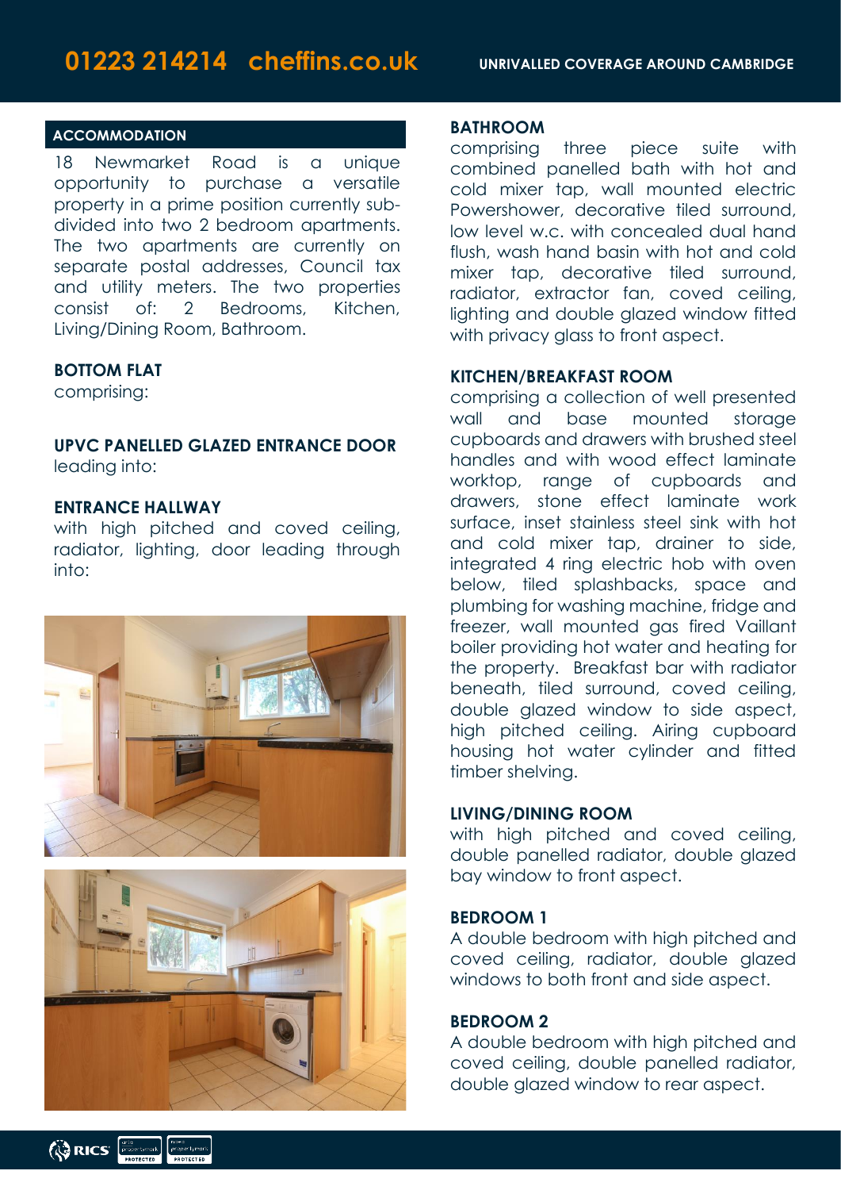## ACCOMMODATION

18 Newmarket Road is a unique opportunity to purchase a versatile property in a prime position currently sub-divided into two 2 bedroom apartments. The two apartments are currently on separate postal addresses, Council tax and utility meters. The two properties consist of: 2 Bedrooms, Kitchen, Living/Dining Room, Bathroom.

**BOTTOM FLAT**
comprising:

**UPVC PANELLED GLAZED ENTRANCE DOOR**
leading into:

**ENTRANCE HALLWAY**
with high pitched and coved ceiling, radiator, lighting, door leading through into:

**BATHROOM**
comprising three piece suite with combined panelled bath with hot and cold mixer tap, wall mounted electric Powershower, decorative tiled surround, low level w.c. with concealed dual hand flush, wash hand basin with hot and cold mixer tap, decorative tiled surround, radiator, extractor fan, coved ceiling, lighting and double glazed window fitted with privacy glass to front aspect.

**KITCHEN/BREAKFAST ROOM**
comprising a collection of well presented wall and base mounted storage cupboards and drawers with brushed steel handles and with wood effect laminate worktop, range of cupboards and drawers, stone effect laminate work surface, inset stainless steel sink with hot and cold mixer tap, drainer to side, integrated 4 ring electric hob with oven below, tiled splashbacks, space and plumbing for washing machine, fridge and freezer, wall mounted gas fired Vaillant boiler providing hot water and heating for the property. Breakfast bar with radiator beneath, tiled surround, coved ceiling, double glazed window to side aspect, high pitched ceiling. Airing cupboard housing hot water cylinder and fitted timber shelving.

**LIVING/DINING ROOM**
with high pitched and coved ceiling, double panelled radiator, double glazed bay window to front aspect.

**BEDROOM 1**
A double bedroom with high pitched and coved ceiling, radiator, double glazed windows to both front and side aspect.

**BEDROOM 2**
A double bedroom with high pitched and coved ceiling, double panelled radiator, double glazed window to rear aspect.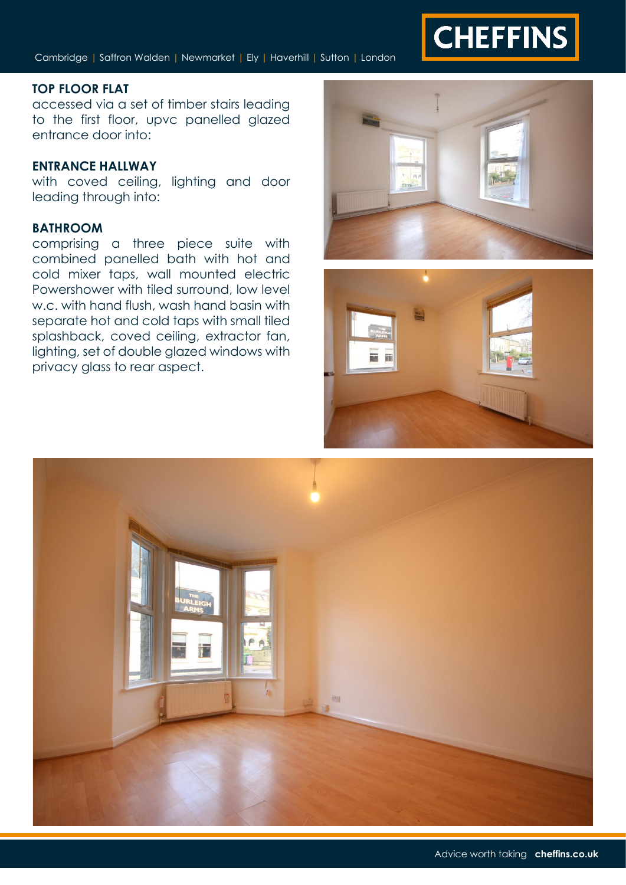**TOP FLOOR FLAT**
accessed via a set of timber stairs leading to the first floor, upvc panelled glazed entrance door into:

**ENTRANCE HALLWAY**
with coved ceiling, lighting and door leading through into:

**BATHROOM**
comprising a three piece suite with combined panelled bath with hot and cold mixer taps, wall mounted electric Powershower with tiled surround, low level w.c. with hand flush, wash hand basin with separate hot and cold taps with small tiled splashback, coved ceiling, extractor fan, lighting, set of double glazed windows with privacy glass to rear aspect.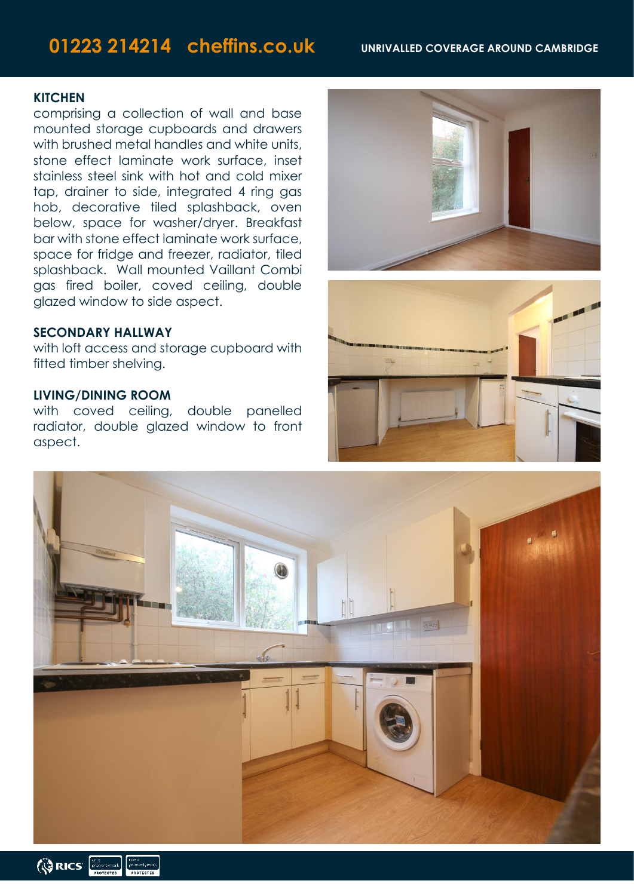## KITCHEN

comprising a collection of wall and base mounted storage cupboards and drawers with brushed metal handles and white units, stone effect laminate work surface, inset stainless steel sink with hot and cold mixer tap, drainer to side, integrated 4 ring gas hob, decorative tiled splashback, oven below, space for washer/dryer. Breakfast bar with stone effect laminate work surface, space for fridge and freezer, radiator, tiled splashback. Wall mounted Vaillant Combi gas fired boiler, coved ceiling, double glazed window to side aspect.

## SECONDARY HALLWAY

with loft access and storage cupboard with fitted timber shelving.

## LIVING/DINING ROOM

with coved ceiling, double panelled radiator, double glazed window to front aspect.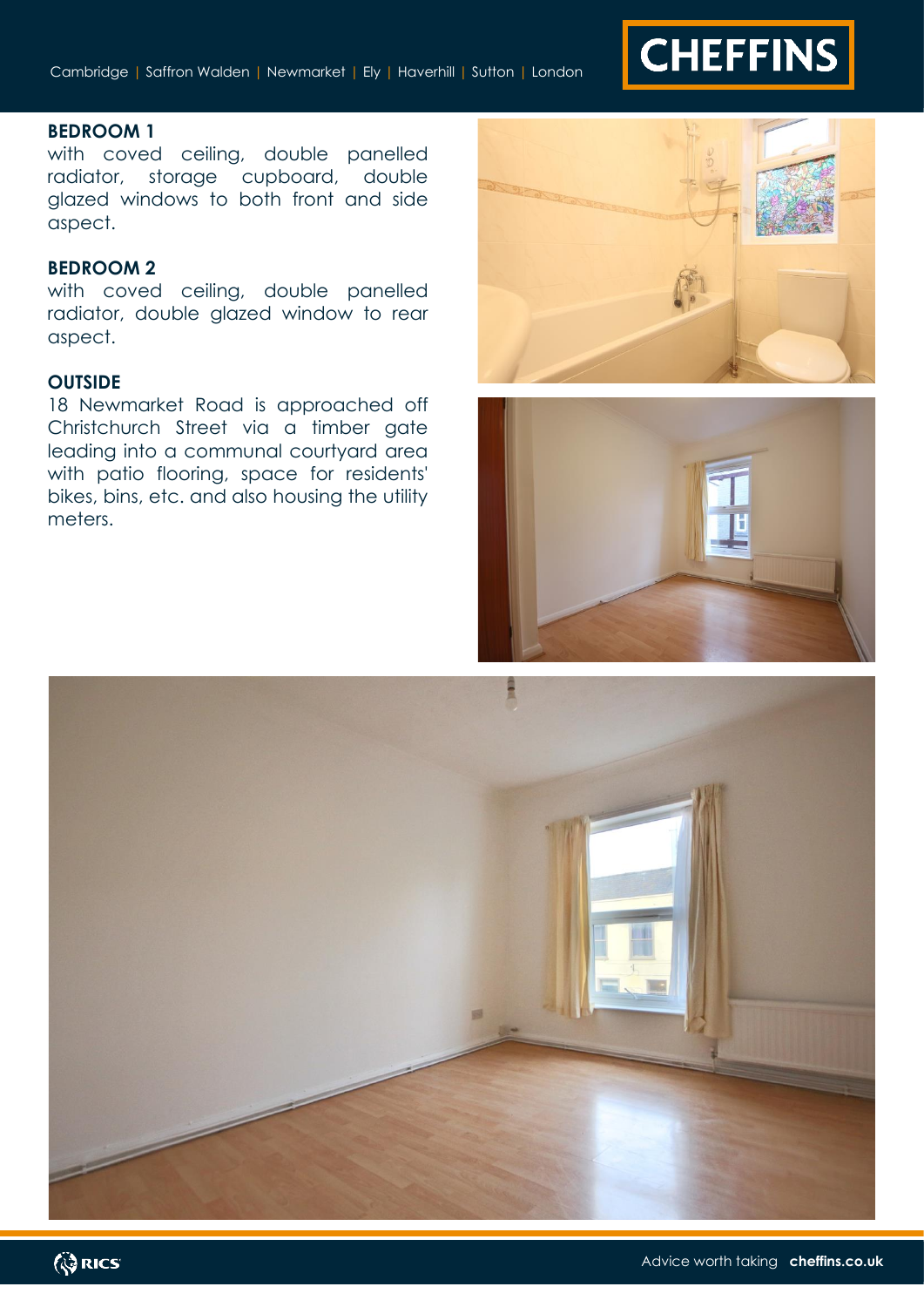## BEDROOM 1

with coved ceiling, double panelled radiator, storage cupboard, double glazed windows to both front and side aspect.

## BEDROOM 2

with coved ceiling, double panelled radiator, double glazed window to rear aspect.

## OUTSIDE

18 Newmarket Road is approached off Christchurch Street via a timber gate leading into a communal courtyard area with patio flooring, space for residents' bikes, bins, etc. and also housing the utility meters.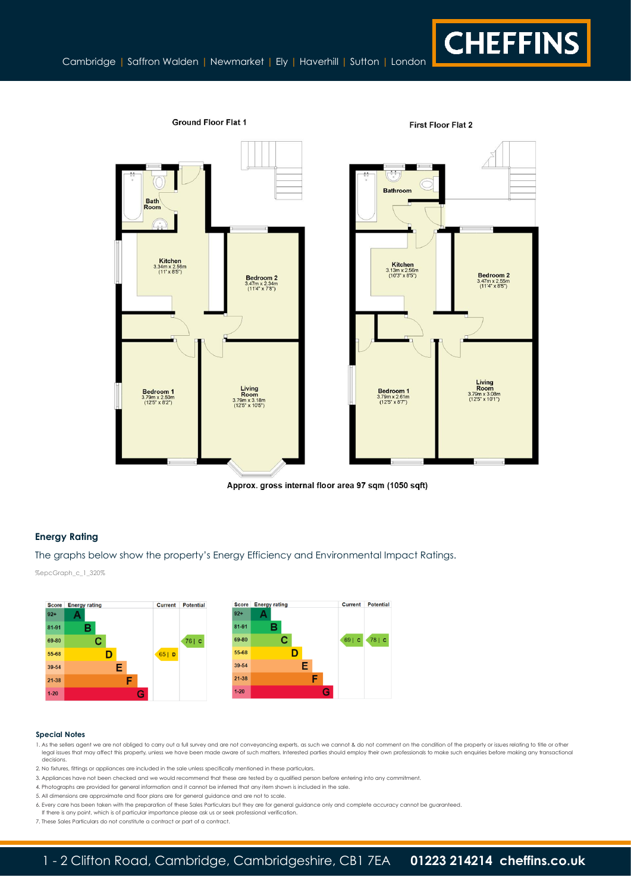Cambridge | Saffron Walden | Newmarket | Ely | Haverhill | Sutton | London

CHEFFINS

Ground Floor Flat 1

Bath Room

Kitchen
3.34m x 2.56m
(11' x 8'5")

Bedroom 2
3.47m x 2.34m
(11'4" x 7'8")

Bedroom 1
3.79m x 2.50m
(12'5" x 8'2")

Living Room
3.79m x 3.18m
(12'5" x 10'5")

First Floor Flat 2

Bathroom

Kitchen
3.13m x 2.56m
(10'3" x 8'5")

Bedroom 2
3.47m x 2.55m
(11'4" x 8'5")

Bedroom 1
3.79m x 2.61m
(12'5" x 8'7")

Living Room
3.79m x 3.08m
(12'5" x 10'1")

Approx. gross internal floor area 97 sqm (1050 sqft)

## Energy Rating

The graphs below show the property's Energy Efficiency and Environmental Impact Ratings.

%epcGraph_c_1_320%

Score | Energy rating | Current | Potential
92+ A
81-91 B
69-80 C
55-68 D
39-54 E
21-38 F
1-20 G
Current: 65 | D
Potential: 76 | C

Score | Energy rating | Current | Potential
92+ A
81-91 B
69-80 C
55-68 D
39-54 E
21-38 F
1-20 G
Current: 69 | C
Potential: 78 | C

### Special Notes

1. As the sellers agent we are not obliged to carry out a full survey and are not conveyancing experts, as such we cannot & do not comment on the condition of the property or issues relating to title or other legal issues that may affect this property, unless we have been made aware of such matters. Interested parties should employ their own professionals to make such enquiries before making any transactional decisions.
2. No fixtures, fittings or appliances are included in the sale unless specifically mentioned in these particulars.
3. Appliances have not been checked and we would recommend that these are tested by a qualified person before entering into any commitment.
4. Photographs are provided for general information and it cannot be inferred that any item shown is included in the sale.
5. All dimensions are approximate and floor plans are for general guidance and are not to scale.
6. Every care has been taken with the preparation of these Sales Particulars but they are for general guidance only and complete accuracy cannot be guaranteed. If there is any point, which is of particular importance please ask us or seek professional verification.
7. These Sales Particulars do not constitute a contract or part of a contract.

1 - 2 Clifton Road, Cambridge, Cambridgeshire, CB1 7EA **01223 214214 cheffins.co.uk**